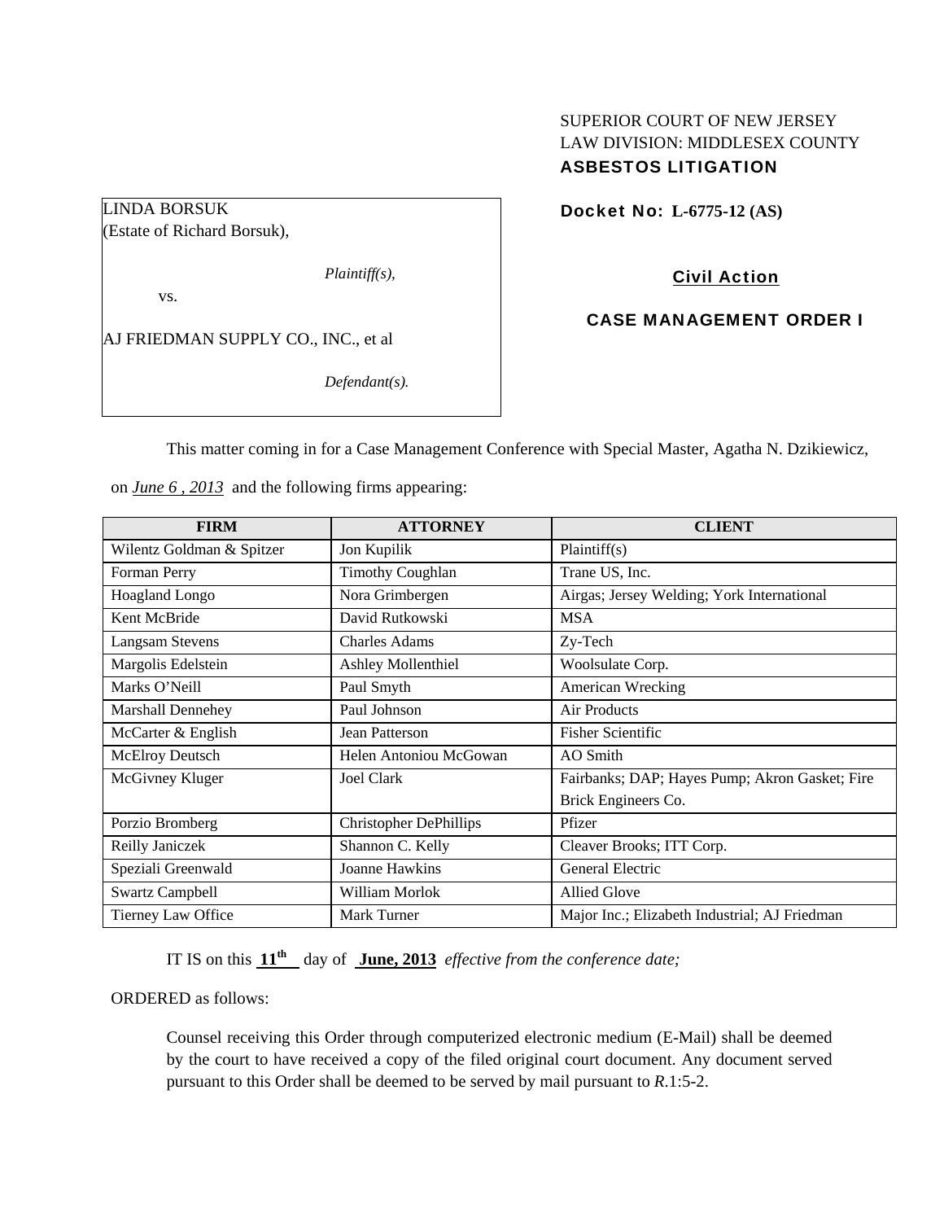SUPERIOR COURT OF NEW JERSEY
LAW DIVISION: MIDDLESEX COUNTY
**ASBESTOS LITIGATION**

LINDA BORSUK
(Estate of Richard Borsuk),

*Plaintiff(s),*

vs.

AJ FRIEDMAN SUPPLY CO., INC., et al

*Defendant(s).*

**Docket No: L-6775-12 (AS)**

**Civil Action**

**CASE MANAGEMENT ORDER I**

This matter coming in for a Case Management Conference with Special Master, Agatha N. Dzikiewicz, on ***June 6 , 2013*** and the following firms appearing:

| FIRM | ATTORNEY | CLIENT |
|---|---|---|
| Wilentz Goldman & Spitzer | Jon Kupilik | Plaintiff(s) |
| Forman Perry | Timothy Coughlan | Trane US, Inc. |
| Hoagland Longo | Nora Grimbergen | Airgas; Jersey Welding; York International |
| Kent McBride | David Rutkowski | MSA |
| Langsam Stevens | Charles Adams | Zy-Tech |
| Margolis Edelstein | Ashley Mollenthiel | Woolsulate Corp. |
| Marks O'Neill | Paul Smyth | American Wrecking |
| Marshall Dennehey | Paul Johnson | Air Products |
| McCarter & English | Jean Patterson | Fisher Scientific |
| McElroy Deutsch | Helen Antoniou McGowan | AO Smith |
| McGivney Kluger | Joel Clark | Fairbanks; DAP; Hayes Pump; Akron Gasket; Fire Brick Engineers Co. |
| Porzio Bromberg | Christopher DePhillips | Pfizer |
| Reilly Janiczek | Shannon C. Kelly | Cleaver Brooks; ITT Corp. |
| Speziali Greenwald | Joanne Hawkins | General Electric |
| Swartz Campbell | William Morlok | Allied Glove |
| Tierney Law Office | Mark Turner | Major Inc.; Elizabeth Industrial; AJ Friedman |

IT IS on this **11th** day of **June, 2013** *effective from the conference date;*

ORDERED as follows:

Counsel receiving this Order through computerized electronic medium (E-Mail) shall be deemed by the court to have received a copy of the filed original court document. Any document served pursuant to this Order shall be deemed to be served by mail pursuant to *R*.1:5-2.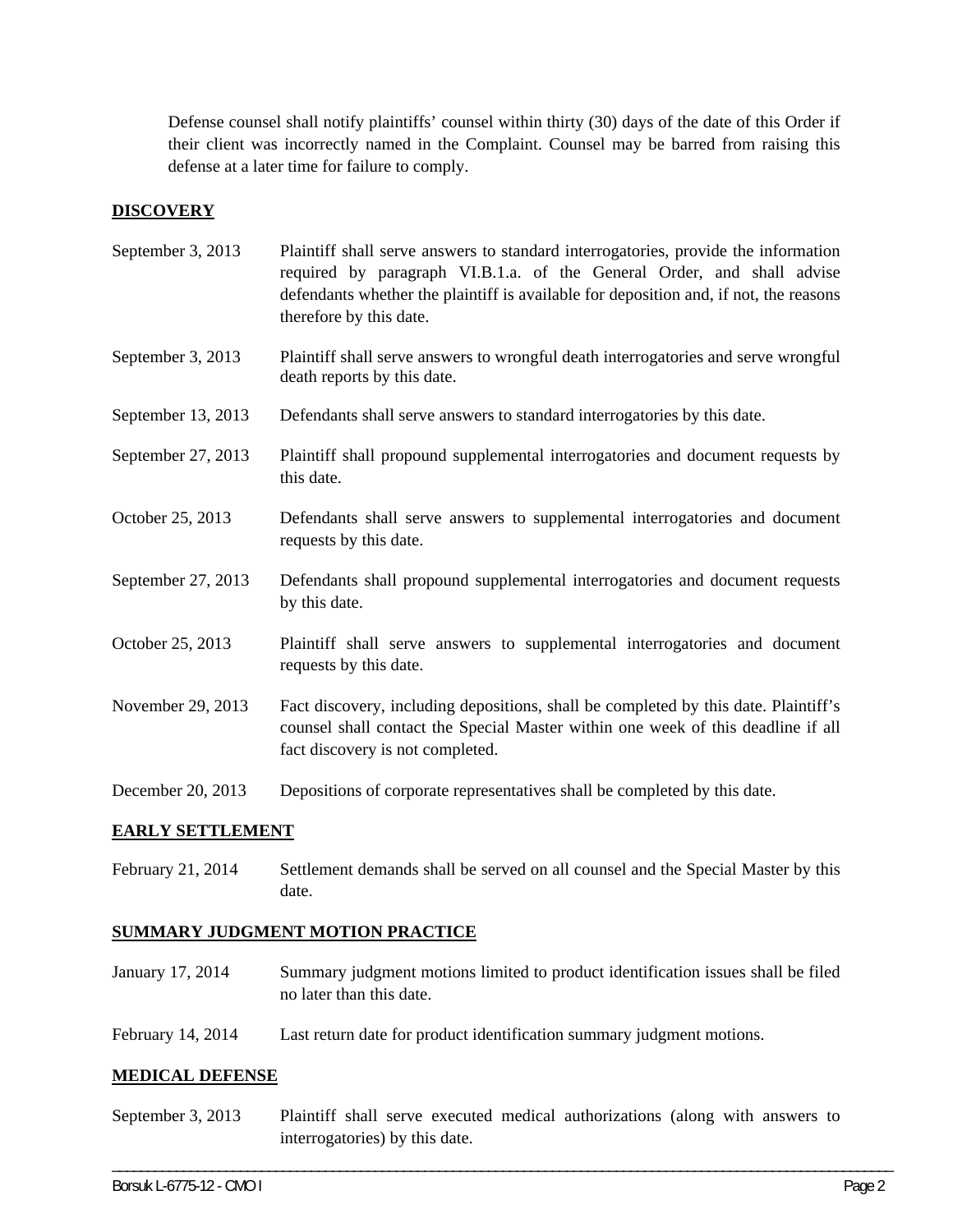Defense counsel shall notify plaintiffs' counsel within thirty (30) days of the date of this Order if their client was incorrectly named in the Complaint. Counsel may be barred from raising this defense at a later time for failure to comply.

**DISCOVERY**

| | |
|---|---|
| September 3, 2013 | Plaintiff shall serve answers to standard interrogatories, provide the information required by paragraph VI.B.1.a. of the General Order, and shall advise defendants whether the plaintiff is available for deposition and, if not, the reasons therefore by this date. |
| September 3, 2013 | Plaintiff shall serve answers to wrongful death interrogatories and serve wrongful death reports by this date. |
| September 13, 2013 | Defendants shall serve answers to standard interrogatories by this date. |
| September 27, 2013 | Plaintiff shall propound supplemental interrogatories and document requests by this date. |
| October 25, 2013 | Defendants shall serve answers to supplemental interrogatories and document requests by this date. |
| September 27, 2013 | Defendants shall propound supplemental interrogatories and document requests by this date. |
| October 25, 2013 | Plaintiff shall serve answers to supplemental interrogatories and document requests by this date. |
| November 29, 2013 | Fact discovery, including depositions, shall be completed by this date. Plaintiff's counsel shall contact the Special Master within one week of this deadline if all fact discovery is not completed. |
| December 20, 2013 | Depositions of corporate representatives shall be completed by this date. |

**EARLY SETTLEMENT**

| | |
|---|---|
| February 21, 2014 | Settlement demands shall be served on all counsel and the Special Master by this date. |

**SUMMARY JUDGMENT MOTION PRACTICE**

| | |
|---|---|
| January 17, 2014 | Summary judgment motions limited to product identification issues shall be filed no later than this date. |
| February 14, 2014 | Last return date for product identification summary judgment motions. |

**MEDICAL DEFENSE**

| | |
|---|---|
| September 3, 2013 | Plaintiff shall serve executed medical authorizations (along with answers to interrogatories) by this date. |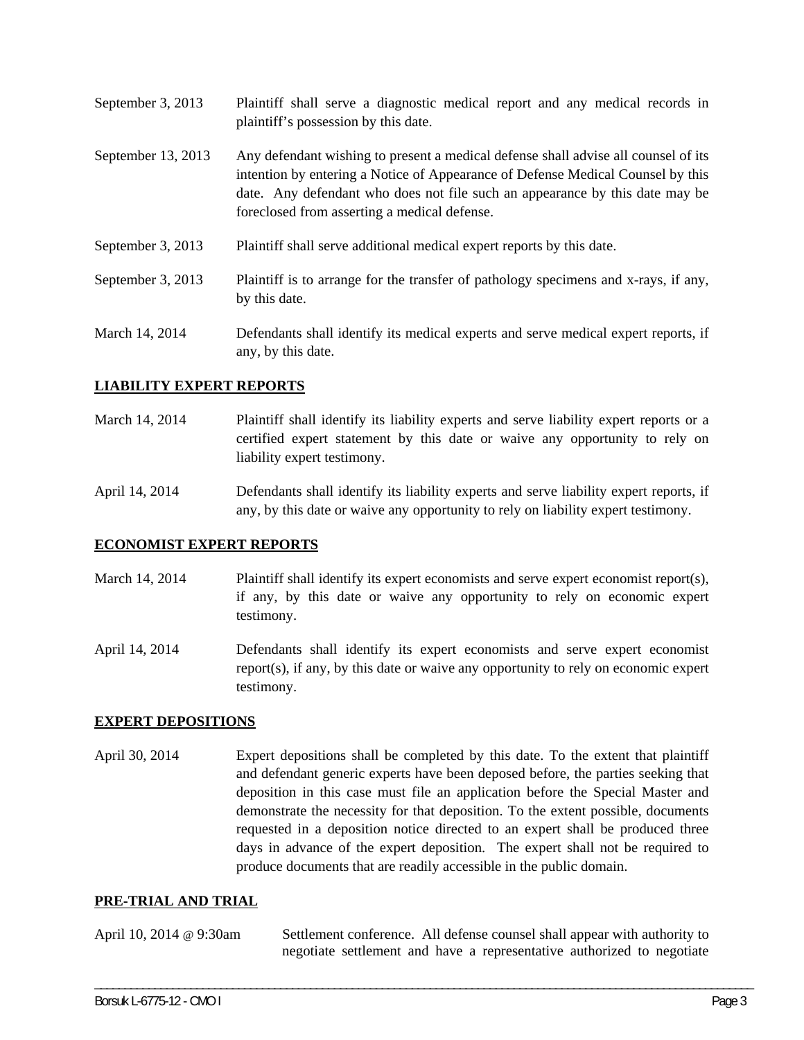| | |
|---|---|
| September 3, 2013 | Plaintiff shall serve a diagnostic medical report and any medical records in plaintiff's possession by this date. |
| September 13, 2013 | Any defendant wishing to present a medical defense shall advise all counsel of its intention by entering a Notice of Appearance of Defense Medical Counsel by this date. Any defendant who does not file such an appearance by this date may be foreclosed from asserting a medical defense. |
| September 3, 2013 | Plaintiff shall serve additional medical expert reports by this date. |
| September 3, 2013 | Plaintiff is to arrange for the transfer of pathology specimens and x-rays, if any, by this date. |
| March 14, 2014 | Defendants shall identify its medical experts and serve medical expert reports, if any, by this date. |

## LIABILITY EXPERT REPORTS

| | |
|---|---|
| March 14, 2014 | Plaintiff shall identify its liability experts and serve liability expert reports or a certified expert statement by this date or waive any opportunity to rely on liability expert testimony. |
| April 14, 2014 | Defendants shall identify its liability experts and serve liability expert reports, if any, by this date or waive any opportunity to rely on liability expert testimony. |

## ECONOMIST EXPERT REPORTS

| | |
|---|---|
| March 14, 2014 | Plaintiff shall identify its expert economists and serve expert economist report(s), if any, by this date or waive any opportunity to rely on economic expert testimony. |
| April 14, 2014 | Defendants shall identify its expert economists and serve expert economist report(s), if any, by this date or waive any opportunity to rely on economic expert testimony. |

## EXPERT DEPOSITIONS

| | |
|---|---|
| April 30, 2014 | Expert depositions shall be completed by this date. To the extent that plaintiff and defendant generic experts have been deposed before, the parties seeking that deposition in this case must file an application before the Special Master and demonstrate the necessity for that deposition. To the extent possible, documents requested in a deposition notice directed to an expert shall be produced three days in advance of the expert deposition. The expert shall not be required to produce documents that are readily accessible in the public domain. |

## PRE-TRIAL AND TRIAL

| | |
|---|---|
| April 10, 2014 @ 9:30am | Settlement conference. All defense counsel shall appear with authority to negotiate settlement and have a representative authorized to negotiate |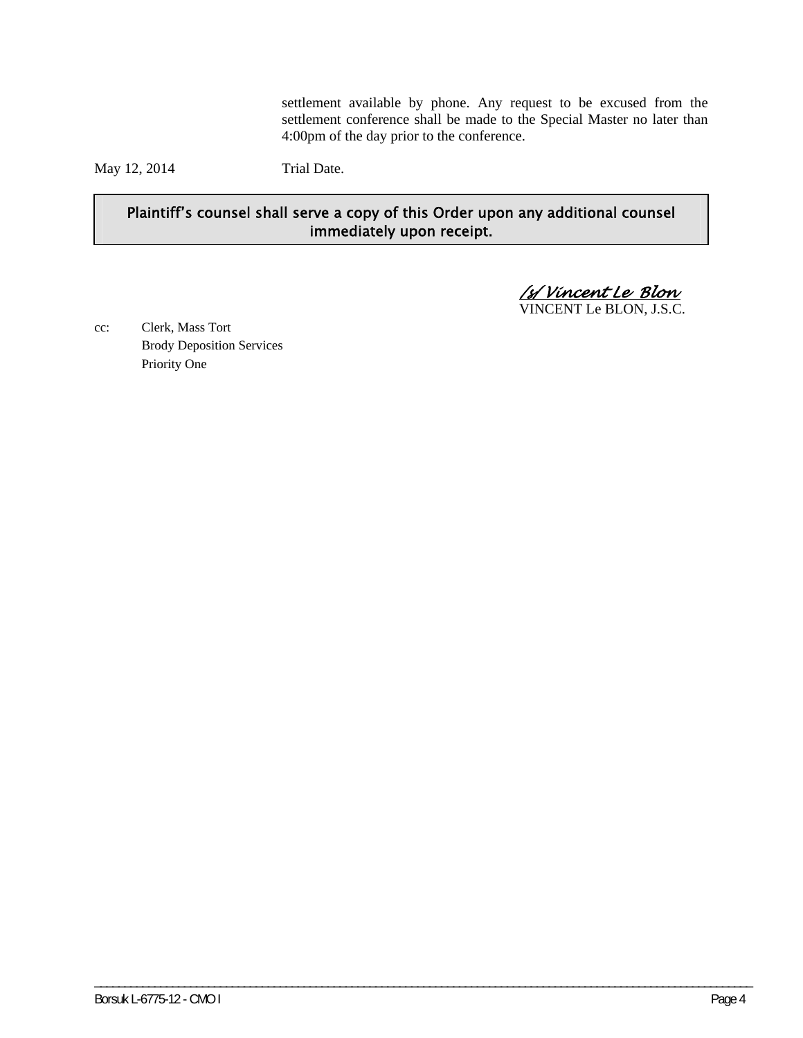settlement available by phone. Any request to be excused from the settlement conference shall be made to the Special Master no later than 4:00pm of the day prior to the conference.

| | |
|---|---|
| May 12, 2014 | Trial Date. |

**Plaintiff's counsel shall serve a copy of this Order upon any additional counsel immediately upon receipt.**

*/s/ Vincent Le Blon*
VINCENT Le BLON, J.S.C.

cc: Clerk, Mass Tort
Brody Deposition Services
Priority One